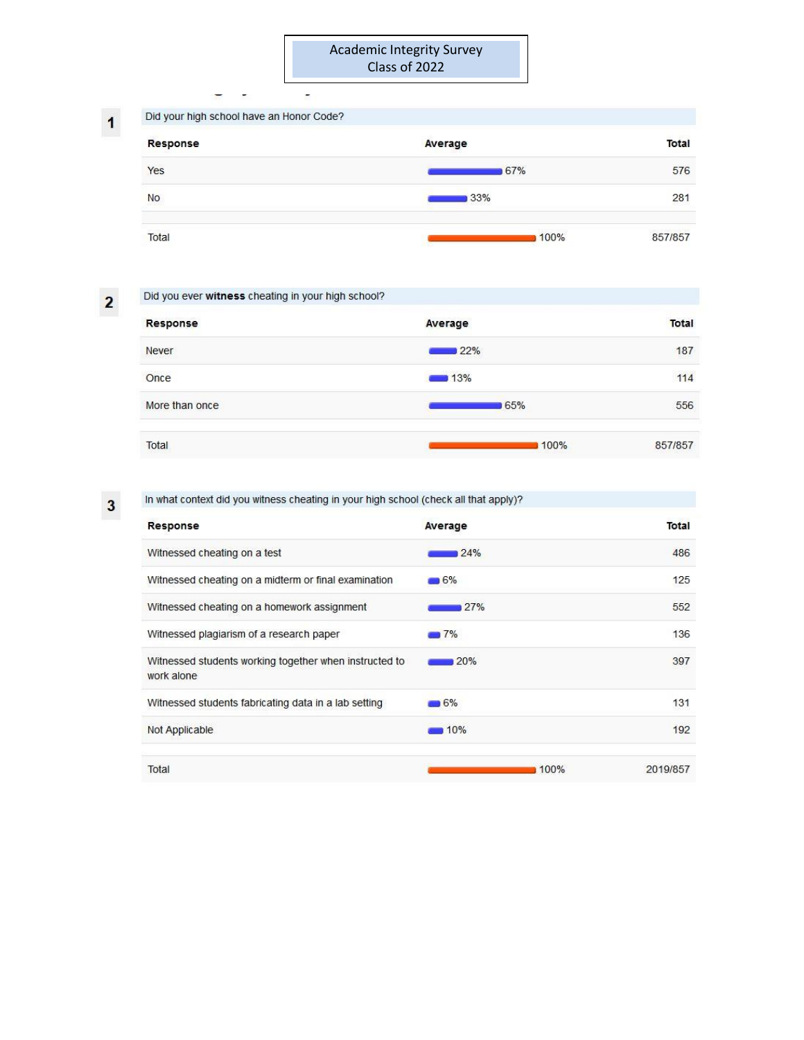# Academic Integrity Survey
## Class of 2022

**1** Did your high school have an Honor Code?

| Response | Average | Total |
|---|---|---|
| Yes | 67% | 576 |
| No | 33% | 281 |
| Total | 100% | 857/857 |

**2** Did you ever **witness** cheating in your high school?

| Response | Average | Total |
|---|---|---|
| Never | 22% | 187 |
| Once | 13% | 114 |
| More than once | 65% | 556 |
| Total | 100% | 857/857 |

**3** In what context did you witness cheating in your high school (check all that apply)?

| Response | Average | Total |
|---|---|---|
| Witnessed cheating on a test | 24% | 486 |
| Witnessed cheating on a midterm or final examination | 6% | 125 |
| Witnessed cheating on a homework assignment | 27% | 552 |
| Witnessed plagiarism of a research paper | 7% | 136 |
| Witnessed students working together when instructed to work alone | 20% | 397 |
| Witnessed students fabricating data in a lab setting | 6% | 131 |
| Not Applicable | 10% | 192 |
| Total | 100% | 2019/857 |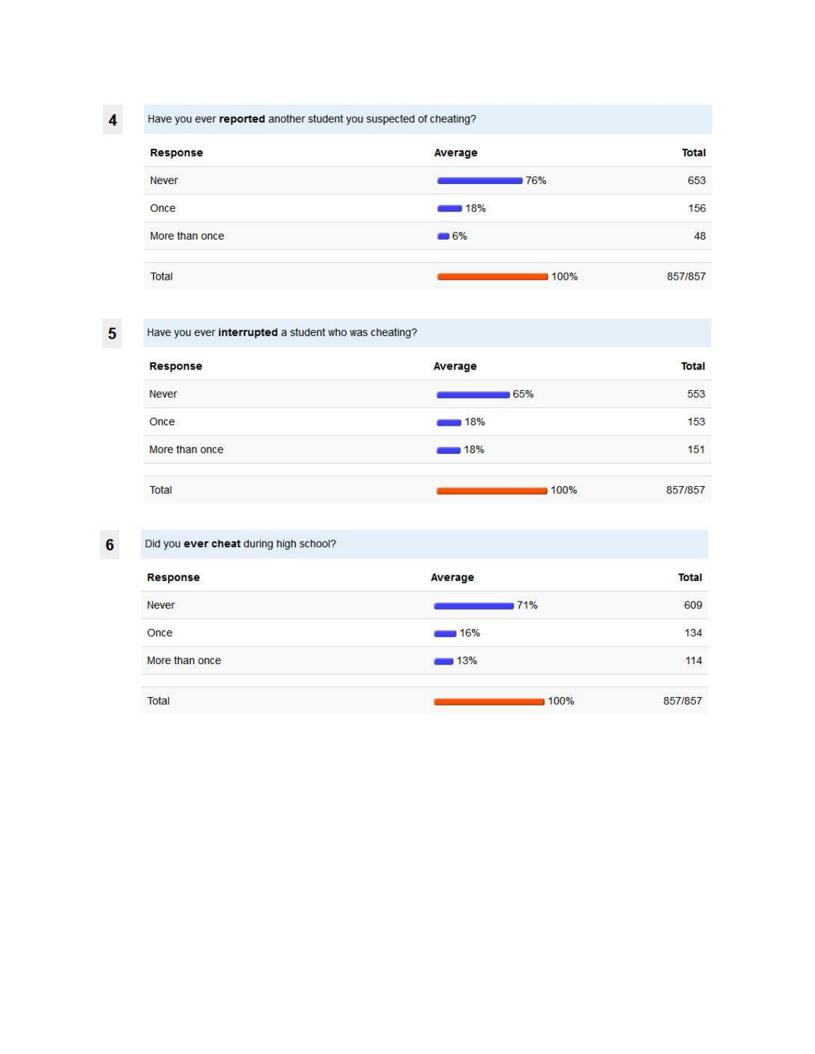**4** Have you ever **reported** another student you suspected of cheating?

| Response | Average | Total |
|---|---|---|
| Never | 76% | 653 |
| Once | 18% | 156 |
| More than once | 6% | 48 |
| Total | 100% | 857/857 |

**5** Have you ever **interrupted** a student who was cheating?

| Response | Average | Total |
|---|---|---|
| Never | 65% | 553 |
| Once | 18% | 153 |
| More than once | 18% | 151 |
| Total | 100% | 857/857 |

**6** Did you **ever cheat** during high school?

| Response | Average | Total |
|---|---|---|
| Never | 71% | 609 |
| Once | 16% | 134 |
| More than once | 13% | 114 |
| Total | 100% | 857/857 |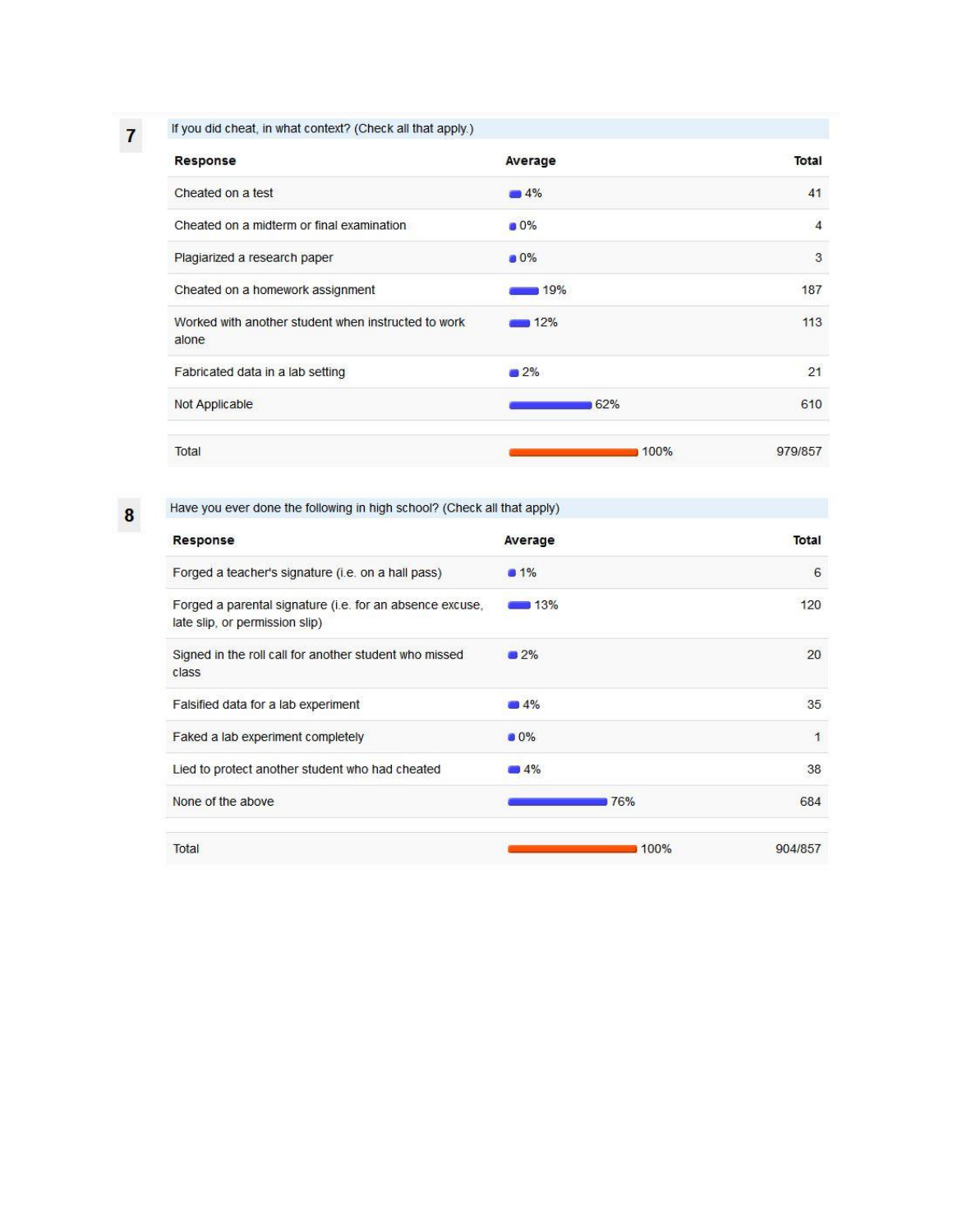**7** If you did cheat, in what context? (Check all that apply.)

| Response | Average | Total |
|---|---|---|
| Cheated on a test | 4% | 41 |
| Cheated on a midterm or final examination | 0% | 4 |
| Plagiarized a research paper | 0% | 3 |
| Cheated on a homework assignment | 19% | 187 |
| Worked with another student when instructed to work alone | 12% | 113 |
| Fabricated data in a lab setting | 2% | 21 |
| Not Applicable | 62% | 610 |
| Total | 100% | 979/857 |

**8** Have you ever done the following in high school? (Check all that apply)

| Response | Average | Total |
|---|---|---|
| Forged a teacher's signature (i.e. on a hall pass) | 1% | 6 |
| Forged a parental signature (i.e. for an absence excuse, late slip, or permission slip) | 13% | 120 |
| Signed in the roll call for another student who missed class | 2% | 20 |
| Falsified data for a lab experiment | 4% | 35 |
| Faked a lab experiment completely | 0% | 1 |
| Lied to protect another student who had cheated | 4% | 38 |
| None of the above | 76% | 684 |
| Total | 100% | 904/857 |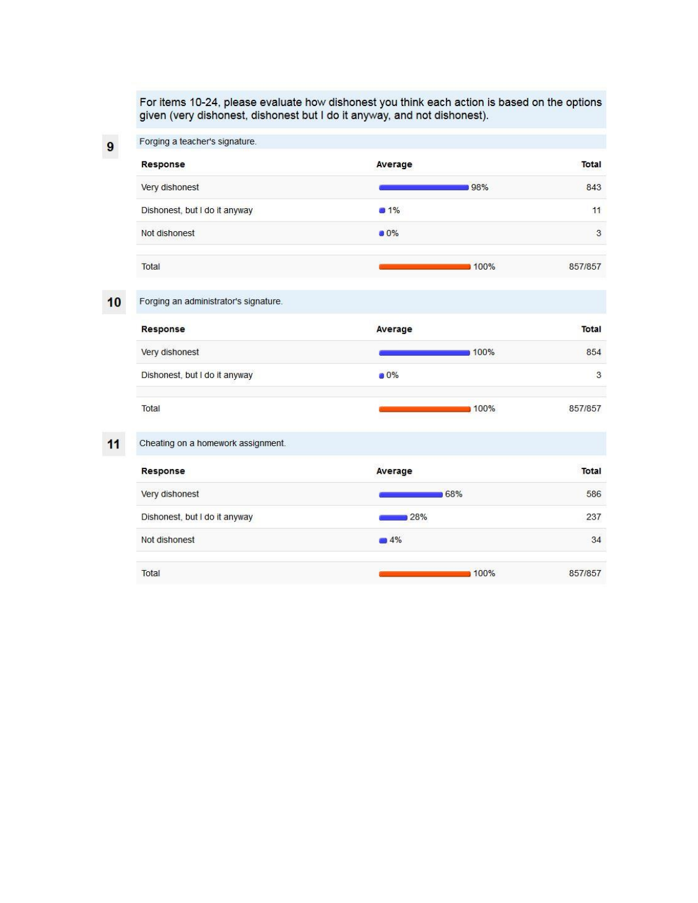For items 10-24, please evaluate how dishonest you think each action is based on the options given (very dishonest, dishonest but I do it anyway, and not dishonest).

**9** Forging a teacher's signature.

| Response | Average | Total |
| --- | --- | --- |
| Very dishonest | 98% | 843 |
| Dishonest, but I do it anyway | 1% | 11 |
| Not dishonest | 0% | 3 |
| Total | 100% | 857/857 |

**10** Forging an administrator's signature.

| Response | Average | Total |
| --- | --- | --- |
| Very dishonest | 100% | 854 |
| Dishonest, but I do it anyway | 0% | 3 |
| Total | 100% | 857/857 |

**11** Cheating on a homework assignment.

| Response | Average | Total |
| --- | --- | --- |
| Very dishonest | 68% | 586 |
| Dishonest, but I do it anyway | 28% | 237 |
| Not dishonest | 4% | 34 |
| Total | 100% | 857/857 |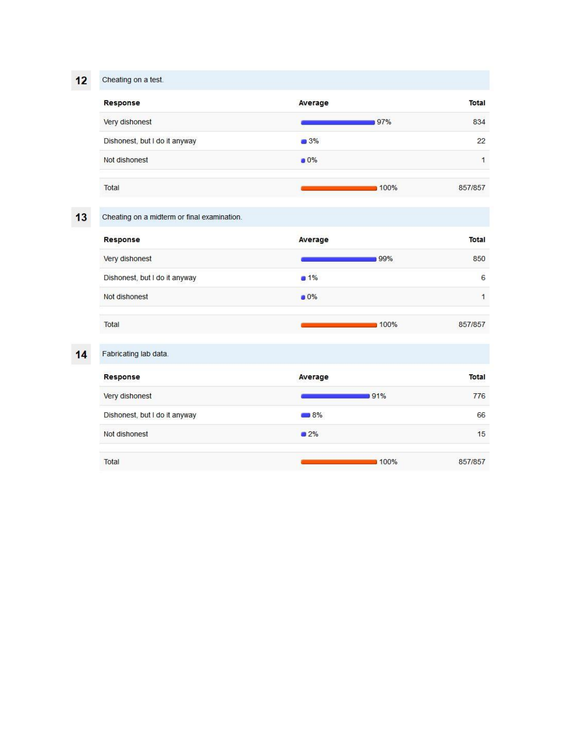**12** Cheating on a test.

| Response | Average | Total |
|---|---|---|
| Very dishonest | 97% | 834 |
| Dishonest, but I do it anyway | 3% | 22 |
| Not dishonest | 0% | 1 |
| Total | 100% | 857/857 |

**13** Cheating on a midterm or final examination.

| Response | Average | Total |
|---|---|---|
| Very dishonest | 99% | 850 |
| Dishonest, but I do it anyway | 1% | 6 |
| Not dishonest | 0% | 1 |
| Total | 100% | 857/857 |

**14** Fabricating lab data.

| Response | Average | Total |
|---|---|---|
| Very dishonest | 91% | 776 |
| Dishonest, but I do it anyway | 8% | 66 |
| Not dishonest | 2% | 15 |
| Total | 100% | 857/857 |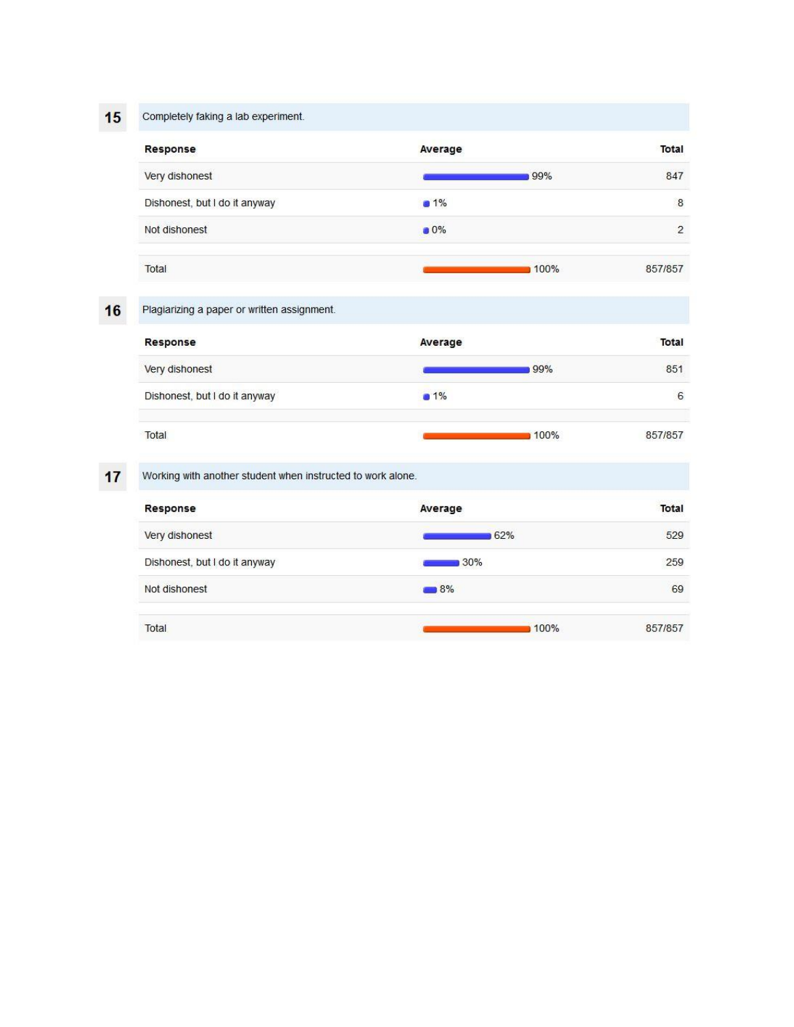**15** Completely faking a lab experiment.

| Response | Average | Total |
|---|---|---|
| Very dishonest | 99% | 847 |
| Dishonest, but I do it anyway | 1% | 8 |
| Not dishonest | 0% | 2 |
| Total | 100% | 857/857 |

**16** Plagiarizing a paper or written assignment.

| Response | Average | Total |
|---|---|---|
| Very dishonest | 99% | 851 |
| Dishonest, but I do it anyway | 1% | 6 |
| Total | 100% | 857/857 |

**17** Working with another student when instructed to work alone.

| Response | Average | Total |
|---|---|---|
| Very dishonest | 62% | 529 |
| Dishonest, but I do it anyway | 30% | 259 |
| Not dishonest | 8% | 69 |
| Total | 100% | 857/857 |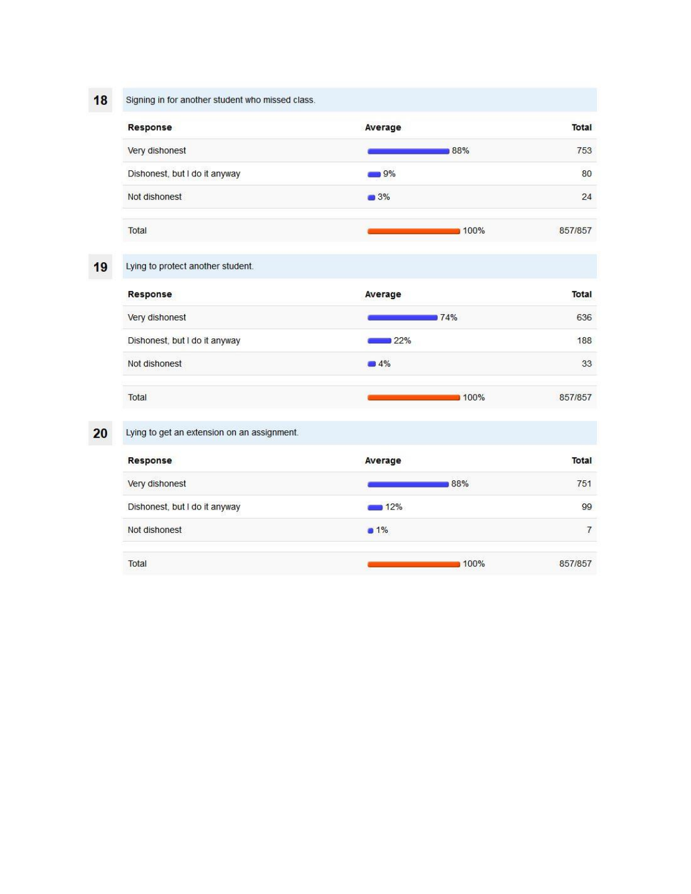**18** Signing in for another student who missed class.

| Response | Average | Total |
|---|---|---|
| Very dishonest | 88% | 753 |
| Dishonest, but I do it anyway | 9% | 80 |
| Not dishonest | 3% | 24 |
| Total | 100% | 857/857 |

**19** Lying to protect another student.

| Response | Average | Total |
|---|---|---|
| Very dishonest | 74% | 636 |
| Dishonest, but I do it anyway | 22% | 188 |
| Not dishonest | 4% | 33 |
| Total | 100% | 857/857 |

**20** Lying to get an extension on an assignment.

| Response | Average | Total |
|---|---|---|
| Very dishonest | 88% | 751 |
| Dishonest, but I do it anyway | 12% | 99 |
| Not dishonest | 1% | 7 |
| Total | 100% | 857/857 |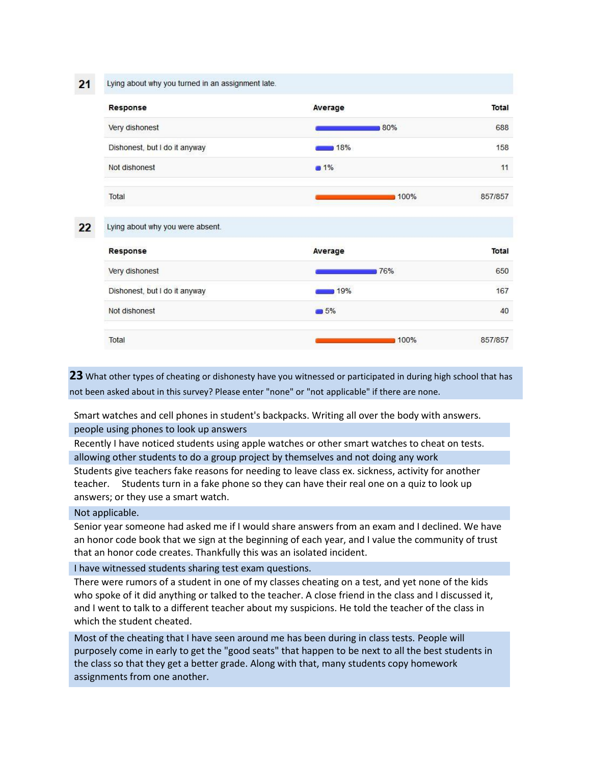**21** Lying about why you turned in an assignment late.

| Response | Average | Total |
|---|---|---|
| Very dishonest | 80% | 688 |
| Dishonest, but I do it anyway | 18% | 158 |
| Not dishonest | 1% | 11 |
| Total | 100% | 857/857 |

**22** Lying about why you were absent.

| Response | Average | Total |
|---|---|---|
| Very dishonest | 76% | 650 |
| Dishonest, but I do it anyway | 19% | 167 |
| Not dishonest | 5% | 40 |
| Total | 100% | 857/857 |

**23** What other types of cheating or dishonesty have you witnessed or participated in during high school that has not been asked about in this survey? Please enter "none" or "not applicable" if there are none.

Smart watches and cell phones in student's backpacks. Writing all over the body with answers.

people using phones to look up answers

Recently I have noticed students using apple watches or other smart watches to cheat on tests.

allowing other students to do a group project by themselves and not doing any work

Students give teachers fake reasons for needing to leave class ex. sickness, activity for another teacher. Students turn in a fake phone so they can have their real one on a quiz to look up answers; or they use a smart watch.

Not applicable.

Senior year someone had asked me if I would share answers from an exam and I declined. We have an honor code book that we sign at the beginning of each year, and I value the community of trust that an honor code creates. Thankfully this was an isolated incident.

I have witnessed students sharing test exam questions.

There were rumors of a student in one of my classes cheating on a test, and yet none of the kids who spoke of it did anything or talked to the teacher. A close friend in the class and I discussed it, and I went to talk to a different teacher about my suspicions. He told the teacher of the class in which the student cheated.

Most of the cheating that I have seen around me has been during in class tests. People will purposely come in early to get the "good seats" that happen to be next to all the best students in the class so that they get a better grade. Along with that, many students copy homework assignments from one another.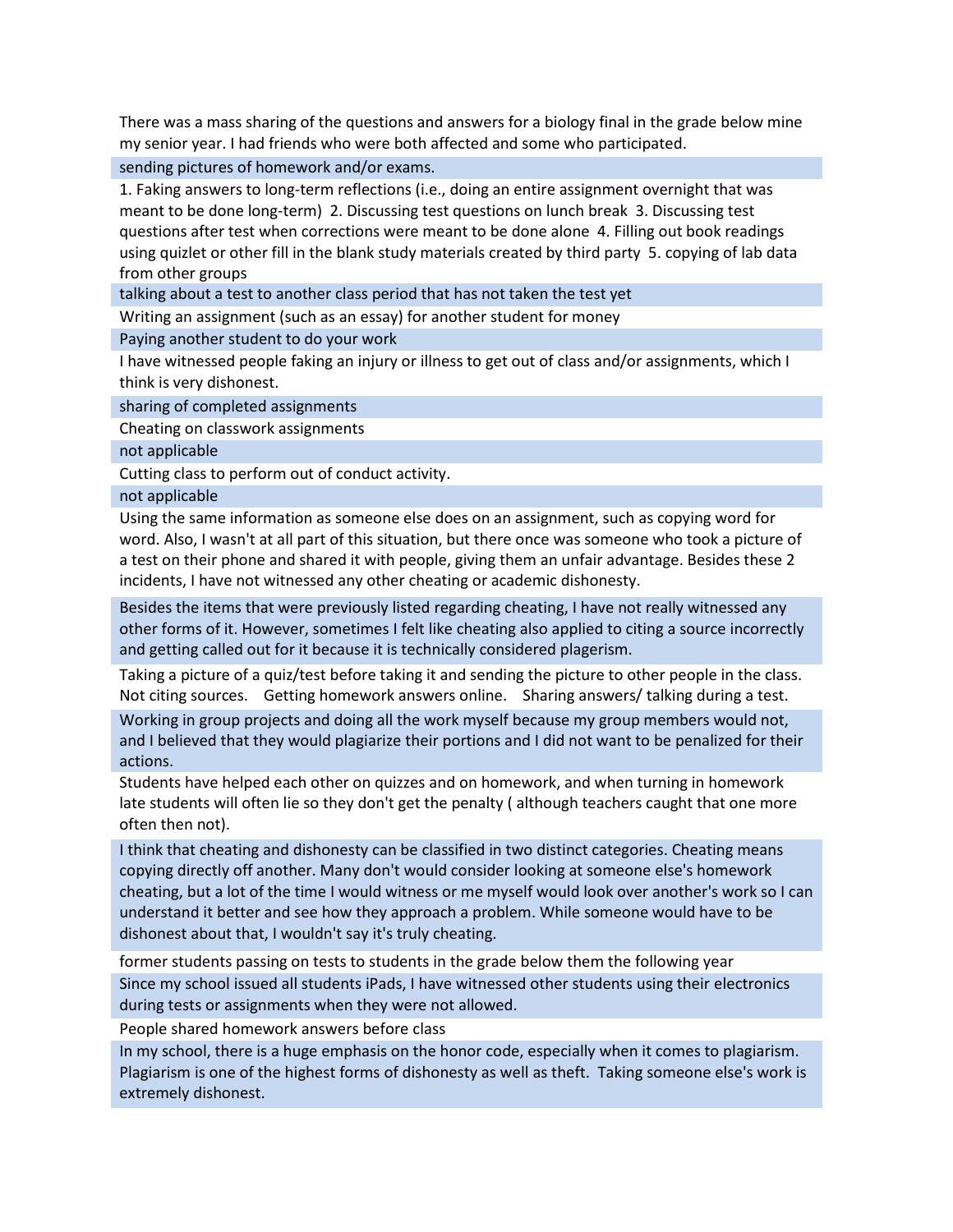There was a mass sharing of the questions and answers for a biology final in the grade below mine my senior year. I had friends who were both affected and some who participated.

sending pictures of homework and/or exams.

1. Faking answers to long-term reflections (i.e., doing an entire assignment overnight that was meant to be done long-term)  2. Discussing test questions on lunch break  3. Discussing test questions after test when corrections were meant to be done alone  4. Filling out book readings using quizlet or other fill in the blank study materials created by third party  5. copying of lab data from other groups

talking about a test to another class period that has not taken the test yet

Writing an assignment (such as an essay) for another student for money

Paying another student to do your work

I have witnessed people faking an injury or illness to get out of class and/or assignments, which I think is very dishonest.

sharing of completed assignments

Cheating on classwork assignments

not applicable

Cutting class to perform out of conduct activity.

not applicable

Using the same information as someone else does on an assignment, such as copying word for word. Also, I wasn't at all part of this situation, but there once was someone who took a picture of a test on their phone and shared it with people, giving them an unfair advantage. Besides these 2 incidents, I have not witnessed any other cheating or academic dishonesty.

Besides the items that were previously listed regarding cheating, I have not really witnessed any other forms of it. However, sometimes I felt like cheating also applied to citing a source incorrectly and getting called out for it because it is technically considered plagerism.

Taking a picture of a quiz/test before taking it and sending the picture to other people in the class. Not citing sources.    Getting homework answers online.    Sharing answers/ talking during a test.

Working in group projects and doing all the work myself because my group members would not, and I believed that they would plagiarize their portions and I did not want to be penalized for their actions.

Students have helped each other on quizzes and on homework, and when turning in homework late students will often lie so they don't get the penalty ( although teachers caught that one more often then not).

I think that cheating and dishonesty can be classified in two distinct categories. Cheating means copying directly off another. Many don't would consider looking at someone else's homework cheating, but a lot of the time I would witness or me myself would look over another's work so I can understand it better and see how they approach a problem. While someone would have to be dishonest about that, I wouldn't say it's truly cheating.

former students passing on tests to students in the grade below them the following year

Since my school issued all students iPads, I have witnessed other students using their electronics during tests or assignments when they were not allowed.

People shared homework answers before class

In my school, there is a huge emphasis on the honor code, especially when it comes to plagiarism. Plagiarism is one of the highest forms of dishonesty as well as theft.  Taking someone else's work is extremely dishonest.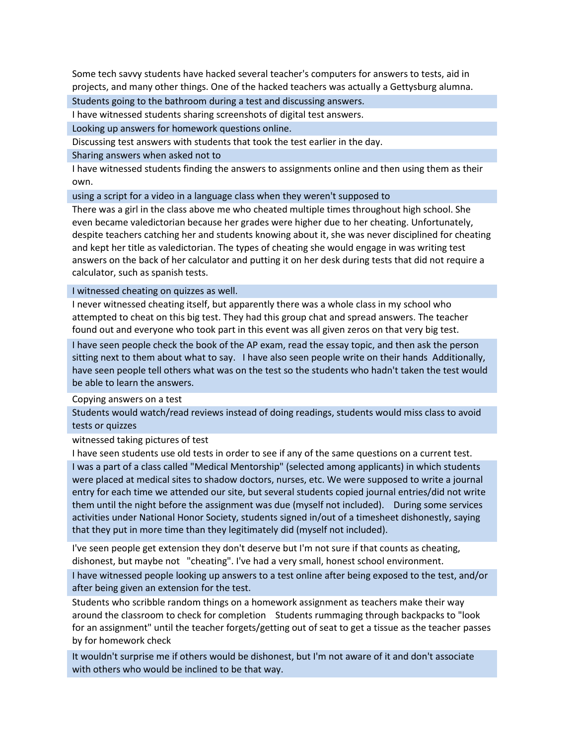Some tech savvy students have hacked several teacher's computers for answers to tests, aid in projects, and many other things. One of the hacked teachers was actually a Gettysburg alumna.

Students going to the bathroom during a test and discussing answers.

I have witnessed students sharing screenshots of digital test answers.

Looking up answers for homework questions online.

Discussing test answers with students that took the test earlier in the day.

Sharing answers when asked not to

I have witnessed students finding the answers to assignments online and then using them as their own.

using a script for a video in a language class when they weren't supposed to

There was a girl in the class above me who cheated multiple times throughout high school. She even became valedictorian because her grades were higher due to her cheating. Unfortunately, despite teachers catching her and students knowing about it, she was never disciplined for cheating and kept her title as valedictorian. The types of cheating she would engage in was writing test answers on the back of her calculator and putting it on her desk during tests that did not require a calculator, such as spanish tests.

I witnessed cheating on quizzes as well.

I never witnessed cheating itself, but apparently there was a whole class in my school who attempted to cheat on this big test. They had this group chat and spread answers. The teacher found out and everyone who took part in this event was all given zeros on that very big test.

I have seen people check the book of the AP exam, read the essay topic, and then ask the person sitting next to them about what to say. I have also seen people write on their hands Additionally, have seen people tell others what was on the test so the students who hadn't taken the test would be able to learn the answers.

Copying answers on a test

Students would watch/read reviews instead of doing readings, students would miss class to avoid tests or quizzes

witnessed taking pictures of test

I have seen students use old tests in order to see if any of the same questions on a current test.

I was a part of a class called "Medical Mentorship" (selected among applicants) in which students were placed at medical sites to shadow doctors, nurses, etc. We were supposed to write a journal entry for each time we attended our site, but several students copied journal entries/did not write them until the night before the assignment was due (myself not included). During some services activities under National Honor Society, students signed in/out of a timesheet dishonestly, saying that they put in more time than they legitimately did (myself not included).

I've seen people get extension they don't deserve but I'm not sure if that counts as cheating, dishonest, but maybe not "cheating". I've had a very small, honest school environment.

I have witnessed people looking up answers to a test online after being exposed to the test, and/or after being given an extension for the test.

Students who scribble random things on a homework assignment as teachers make their way around the classroom to check for completion Students rummaging through backpacks to "look for an assignment" until the teacher forgets/getting out of seat to get a tissue as the teacher passes by for homework check

It wouldn't surprise me if others would be dishonest, but I'm not aware of it and don't associate with others who would be inclined to be that way.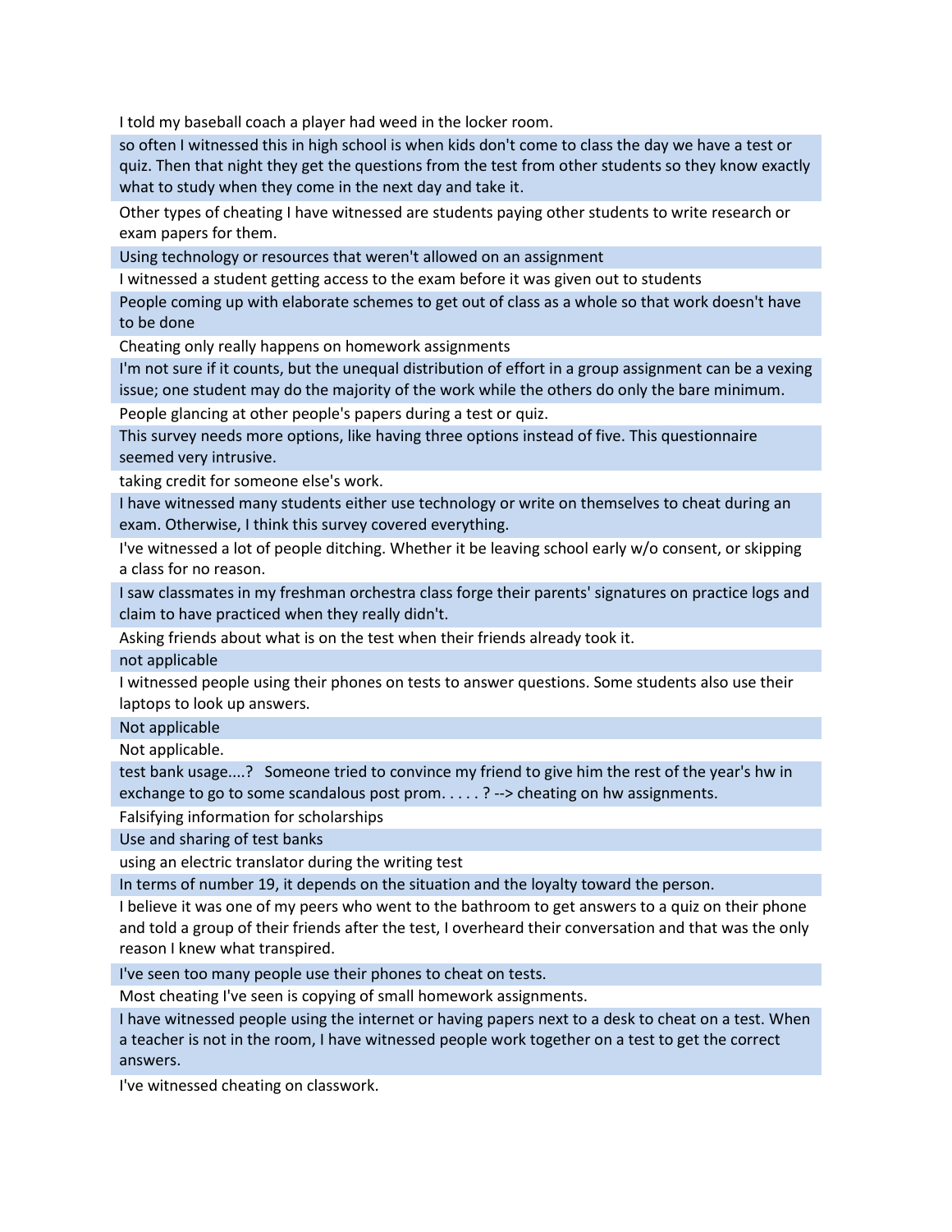I told my baseball coach a player had weed in the locker room.

so often I witnessed this in high school is when kids don't come to class the day we have a test or quiz. Then that night they get the questions from the test from other students so they know exactly what to study when they come in the next day and take it.

Other types of cheating I have witnessed are students paying other students to write research or exam papers for them.

Using technology or resources that weren't allowed on an assignment

I witnessed a student getting access to the exam before it was given out to students

People coming up with elaborate schemes to get out of class as a whole so that work doesn't have to be done

Cheating only really happens on homework assignments

I'm not sure if it counts, but the unequal distribution of effort in a group assignment can be a vexing issue; one student may do the majority of the work while the others do only the bare minimum.

People glancing at other people's papers during a test or quiz.

This survey needs more options, like having three options instead of five. This questionnaire seemed very intrusive.

taking credit for someone else's work.

I have witnessed many students either use technology or write on themselves to cheat during an exam. Otherwise, I think this survey covered everything.

I've witnessed a lot of people ditching. Whether it be leaving school early w/o consent, or skipping a class for no reason.

I saw classmates in my freshman orchestra class forge their parents' signatures on practice logs and claim to have practiced when they really didn't.

Asking friends about what is on the test when their friends already took it.

not applicable

I witnessed people using their phones on tests to answer questions. Some students also use their laptops to look up answers.

Not applicable

Not applicable.

test bank usage....? Someone tried to convince my friend to give him the rest of the year's hw in exchange to go to some scandalous post prom. . . . . ? --> cheating on hw assignments.

Falsifying information for scholarships

Use and sharing of test banks

using an electric translator during the writing test

In terms of number 19, it depends on the situation and the loyalty toward the person.

I believe it was one of my peers who went to the bathroom to get answers to a quiz on their phone and told a group of their friends after the test, I overheard their conversation and that was the only reason I knew what transpired.

I've seen too many people use their phones to cheat on tests.

Most cheating I've seen is copying of small homework assignments.

I have witnessed people using the internet or having papers next to a desk to cheat on a test. When a teacher is not in the room, I have witnessed people work together on a test to get the correct answers.

I've witnessed cheating on classwork.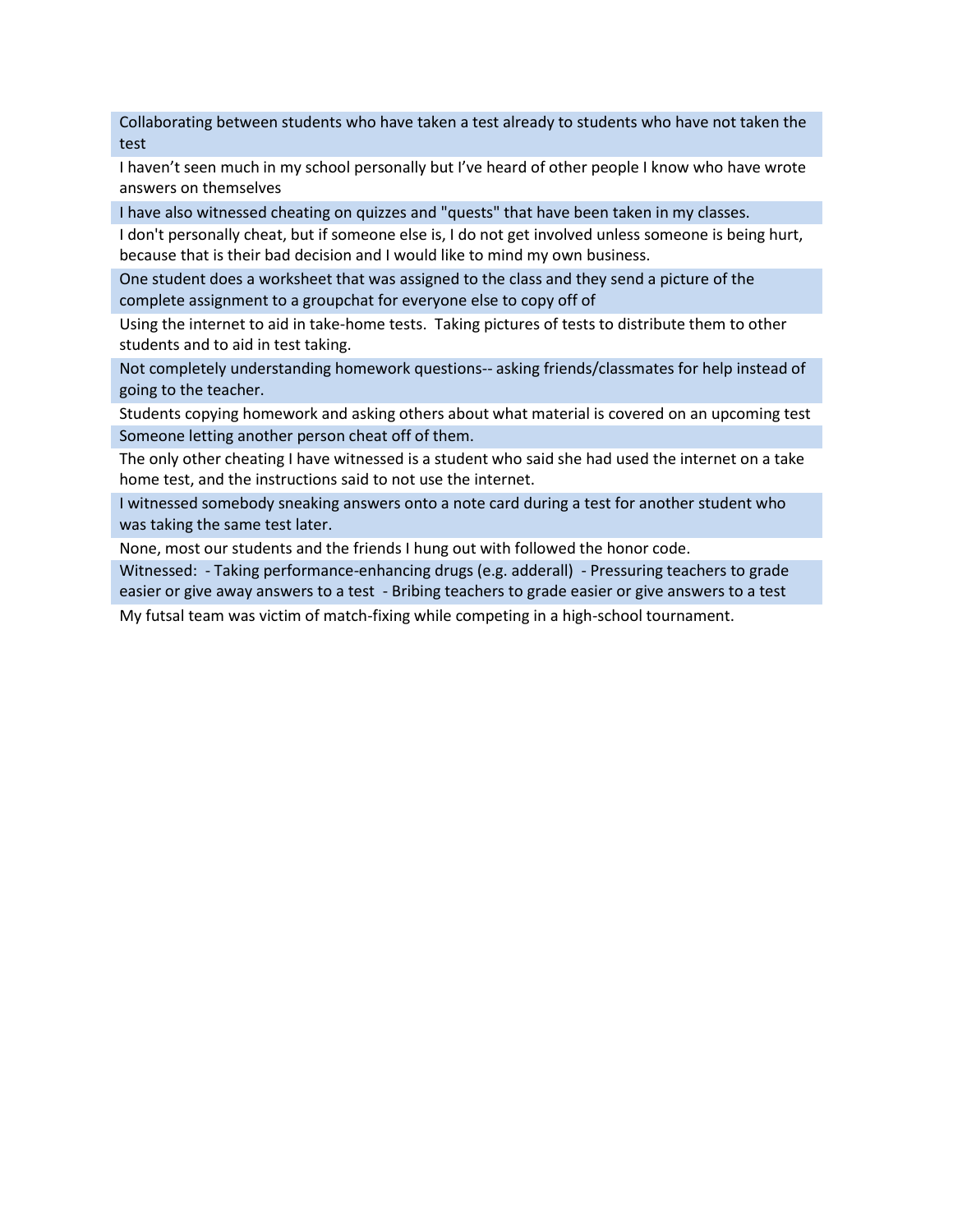| |
|---|
| Collaborating between students who have taken a test already to students who have not taken the test |
| I haven't seen much in my school personally but I've heard of other people I know who have wrote answers on themselves |
| I have also witnessed cheating on quizzes and "quests" that have been taken in my classes. |
| I don't personally cheat, but if someone else is, I do not get involved unless someone is being hurt, because that is their bad decision and I would like to mind my own business. |
| One student does a worksheet that was assigned to the class and they send a picture of the complete assignment to a groupchat for everyone else to copy off of |
| Using the internet to aid in take-home tests.  Taking pictures of tests to distribute them to other students and to aid in test taking. |
| Not completely understanding homework questions-- asking friends/classmates for help instead of going to the teacher. |
| Students copying homework and asking others about what material is covered on an upcoming test |
| Someone letting another person cheat off of them. |
| The only other cheating I have witnessed is a student who said she had used the internet on a take home test, and the instructions said to not use the internet. |
| I witnessed somebody sneaking answers onto a note card during a test for another student who was taking the same test later. |
| None, most our students and the friends I hung out with followed the honor code. |
| Witnessed:  - Taking performance-enhancing drugs (e.g. adderall)  - Pressuring teachers to grade easier or give away answers to a test  - Bribing teachers to grade easier or give answers to a test |
| My futsal team was victim of match-fixing while competing in a high-school tournament. |